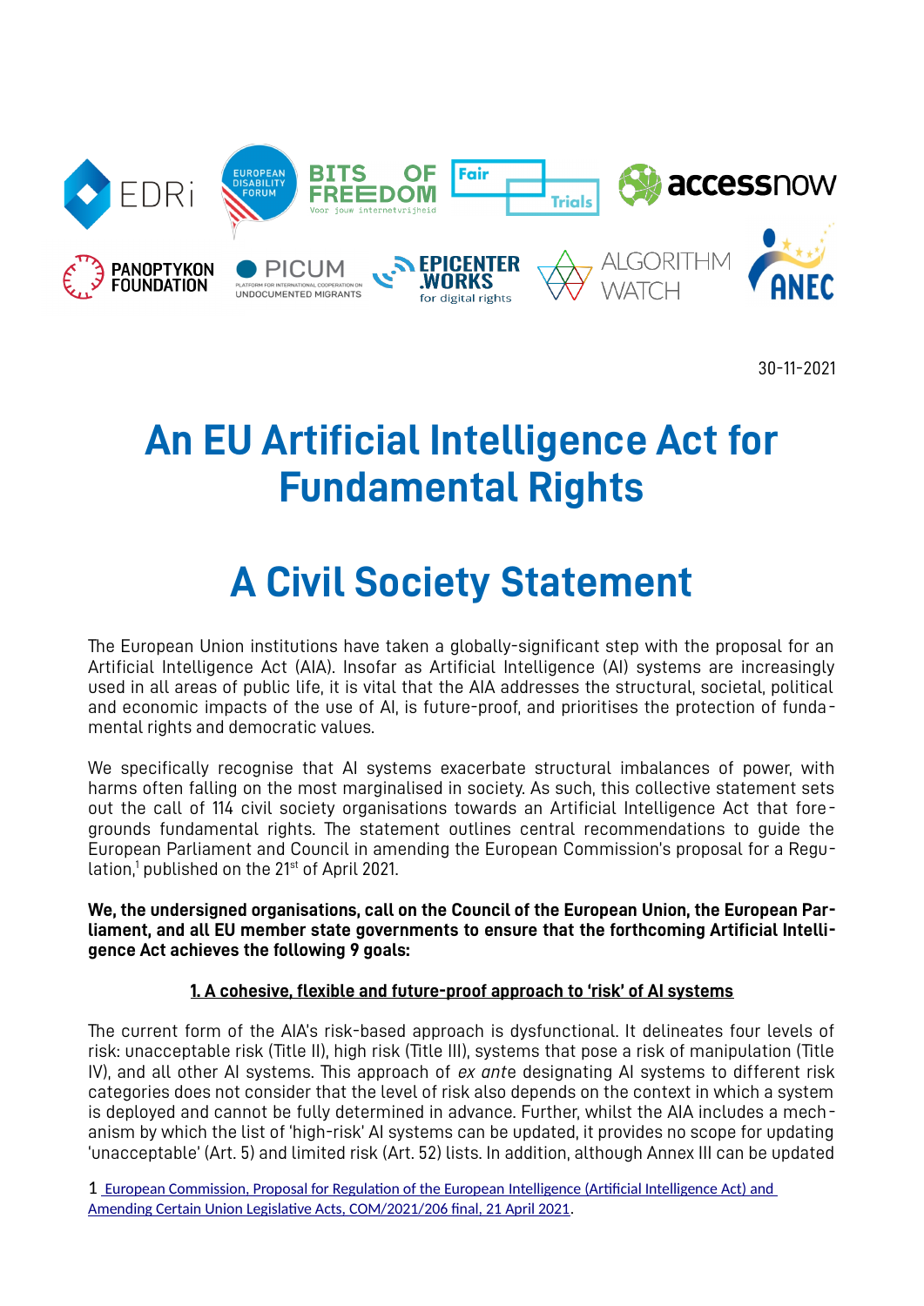30-11-2021

# An EU Artificial Intelligence Act for Fundamental Rights

# A Civil Society Statement

The European Union institutions have taken a globally-significant step with the proposal for an Artificial Intelligence Act (AIA). Insofar as Artificial Intelligence (AI) systems are increasingly used in all areas of public life, it is vital that the AIA addresses the structural, societal, political and economic impacts of the use of AI, is future-proof, and prioritises the protection of fundamental rights and democratic values.

We specifically recognise that AI systems exacerbate structural imbalances of power, with harms often falling on the most marginalised in society. As such, this collective statement sets out the call of 114 civil society organisations towards an Artificial Intelligence Act that foregrounds fundamental rights. The statement outlines central recommendations to guide the European Parliament and Council in amending the European Commission's proposal for a Regulation,[1] published on the 21st of April 2021.

**We, the undersigned organisations, call on the Council of the European Union, the European Parliament, and all EU member state governments to ensure that the forthcoming Artificial Intelligence Act achieves the following 9 goals:**

## 1. A cohesive, flexible and future-proof approach to 'risk' of AI systems

The current form of the AIA's risk-based approach is dysfunctional. It delineates four levels of risk: unacceptable risk (Title II), high risk (Title III), systems that pose a risk of manipulation (Title IV), and all other AI systems. This approach of *ex ante* designating AI systems to different risk categories does not consider that the level of risk also depends on the context in which a system is deployed and cannot be fully determined in advance. Further, whilst the AIA includes a mechanism by which the list of 'high-risk' AI systems can be updated, it provides no scope for updating 'unacceptable' (Art. 5) and limited risk (Art. 52) lists. In addition, although Annex III can be updated

1 European Commission, Proposal for Regulation of the European Intelligence (Artificial Intelligence Act) and Amending Certain Union Legislative Acts, COM/2021/206 final, 21 April 2021.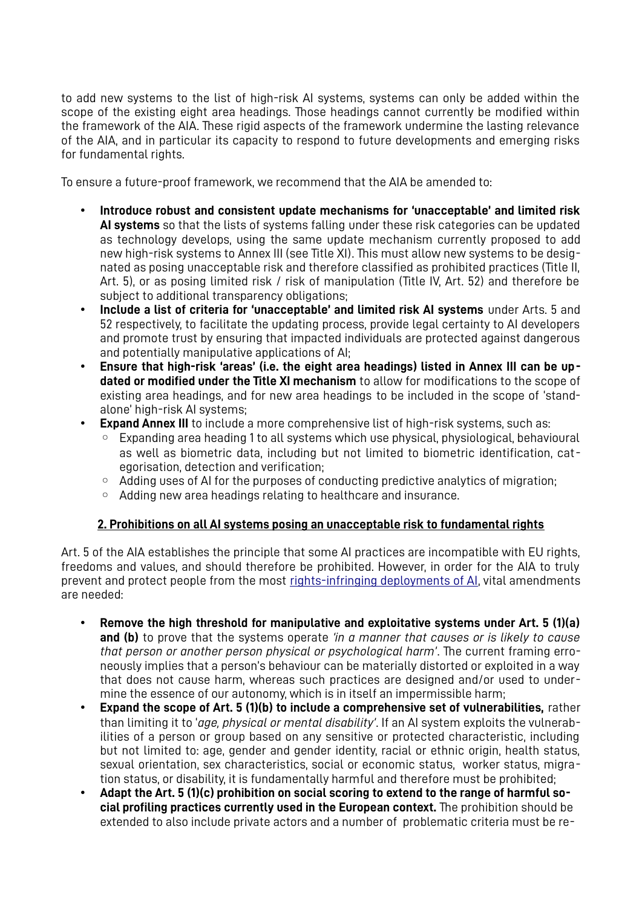to add new systems to the list of high-risk AI systems, systems can only be added within the scope of the existing eight area headings. Those headings cannot currently be modified within the framework of the AIA. These rigid aspects of the framework undermine the lasting relevance of the AIA, and in particular its capacity to respond to future developments and emerging risks for fundamental rights.

To ensure a future-proof framework, we recommend that the AIA be amended to:

- **Introduce robust and consistent update mechanisms for 'unacceptable' and limited risk AI systems** so that the lists of systems falling under these risk categories can be updated as technology develops, using the same update mechanism currently proposed to add new high-risk systems to Annex III (see Title XI). This must allow new systems to be designated as posing unacceptable risk and therefore classified as prohibited practices (Title II, Art. 5), or as posing limited risk / risk of manipulation (Title IV, Art. 52) and therefore be subject to additional transparency obligations;
- **Include a list of criteria for 'unacceptable' and limited risk AI systems** under Arts. 5 and 52 respectively, to facilitate the updating process, provide legal certainty to AI developers and promote trust by ensuring that impacted individuals are protected against dangerous and potentially manipulative applications of AI;
- **Ensure that high-risk 'areas' (i.e. the eight area headings) listed in Annex III can be updated or modified under the Title XI mechanism** to allow for modifications to the scope of existing area headings, and for new area headings to be included in the scope of 'stand-alone' high-risk AI systems;
- **Expand Annex III** to include a more comprehensive list of high-risk systems, such as:
  - Expanding area heading 1 to all systems which use physical, physiological, behavioural as well as biometric data, including but not limited to biometric identification, categorisation, detection and verification;
  - Adding uses of AI for the purposes of conducting predictive analytics of migration;
  - Adding new area headings relating to healthcare and insurance.

## 2. Prohibitions on all AI systems posing an unacceptable risk to fundamental rights

Art. 5 of the AIA establishes the principle that some AI practices are incompatible with EU rights, freedoms and values, and should therefore be prohibited. However, in order for the AIA to truly prevent and protect people from the most [rights-infringing deployments of AI](), vital amendments are needed:

- **Remove the high threshold for manipulative and exploitative systems under Art. 5 (1)(a) and (b)** to prove that the systems operate *'in a manner that causes or is likely to cause that person or another person physical or psychological harm'*. The current framing erroneously implies that a person's behaviour can be materially distorted or exploited in a way that does not cause harm, whereas such practices are designed and/or used to undermine the essence of our autonomy, which is in itself an impermissible harm;
- **Expand the scope of Art. 5 (1)(b) to include a comprehensive set of vulnerabilities,** rather than limiting it to '*age, physical or mental disability*'. If an AI system exploits the vulnerabilities of a person or group based on any sensitive or protected characteristic, including but not limited to: age, gender and gender identity, racial or ethnic origin, health status, sexual orientation, sex characteristics, social or economic status, worker status, migration status, or disability, it is fundamentally harmful and therefore must be prohibited;
- **Adapt the Art. 5 (1)(c) prohibition on social scoring to extend to the range of harmful social profiling practices currently used in the European context.** The prohibition should be extended to also include private actors and a number of problematic criteria must be re-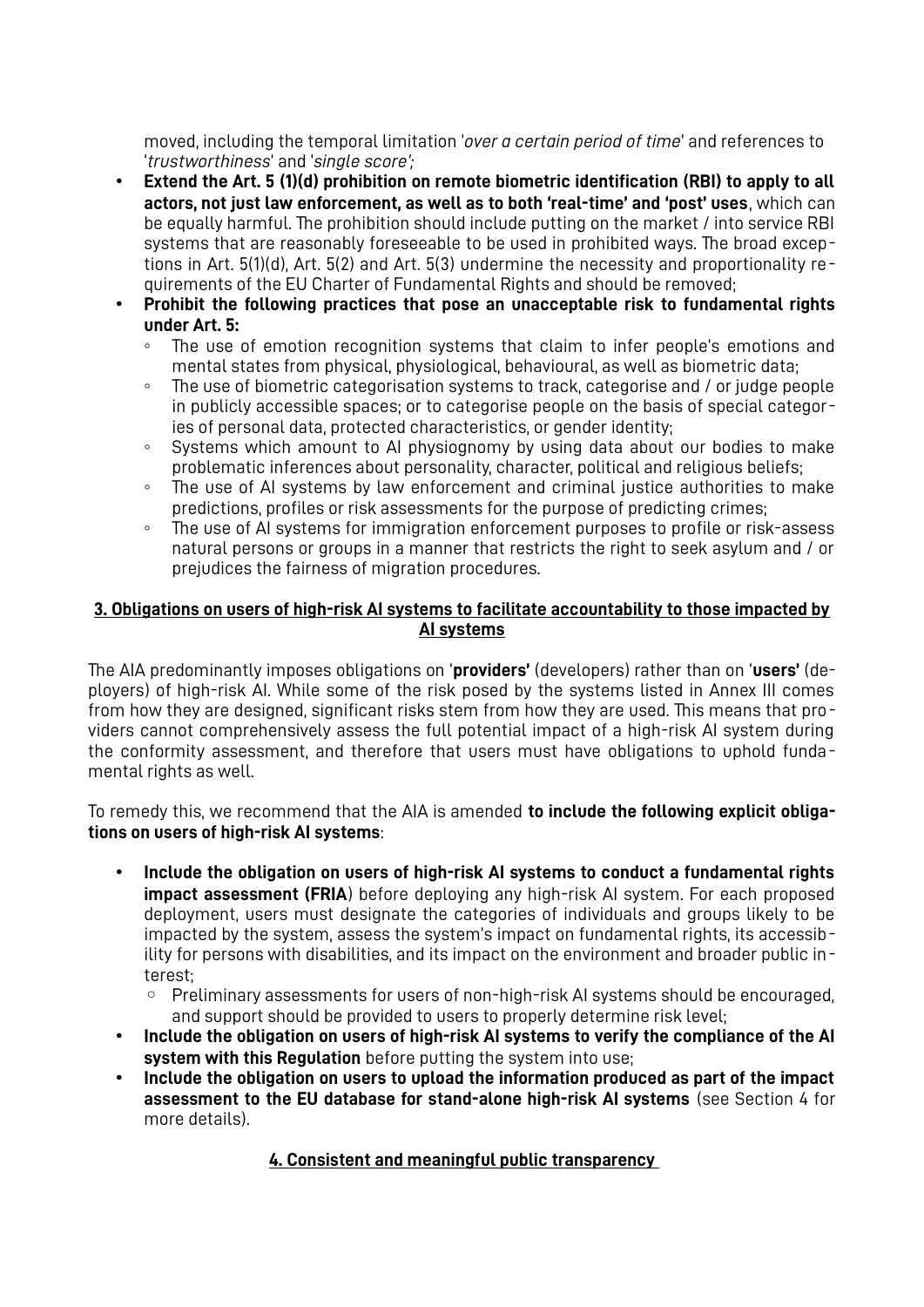moved, including the temporal limitation '*over a certain period of time*' and references to '*trustworthiness*' and '*single score';*

- **Extend the Art. 5 (1)(d) prohibition on remote biometric identification (RBI) to apply to all actors, not just law enforcement, as well as to both 'real-time' and 'post' uses**, which can be equally harmful. The prohibition should include putting on the market / into service RBI systems that are reasonably foreseeable to be used in prohibited ways. The broad exceptions in Art. 5(1)(d), Art. 5(2) and Art. 5(3) undermine the necessity and proportionality requirements of the EU Charter of Fundamental Rights and should be removed;
- **Prohibit the following practices that pose an unacceptable risk to fundamental rights under Art. 5:**
    - The use of emotion recognition systems that claim to infer people's emotions and mental states from physical, physiological, behavioural, as well as biometric data;
    - The use of biometric categorisation systems to track, categorise and / or judge people in publicly accessible spaces; or to categorise people on the basis of special categories of personal data, protected characteristics, or gender identity;
    - Systems which amount to AI physiognomy by using data about our bodies to make problematic inferences about personality, character, political and religious beliefs;
    - The use of AI systems by law enforcement and criminal justice authorities to make predictions, profiles or risk assessments for the purpose of predicting crimes;
    - The use of AI systems for immigration enforcement purposes to profile or risk-assess natural persons or groups in a manner that restricts the right to seek asylum and / or prejudices the fairness of migration procedures.

## 3. Obligations on users of high-risk AI systems to facilitate accountability to those impacted by AI systems

The AIA predominantly imposes obligations on '**providers'** (developers) rather than on '**users'** (deployers) of high-risk AI. While some of the risk posed by the systems listed in Annex III comes from how they are designed, significant risks stem from how they are used. This means that providers cannot comprehensively assess the full potential impact of a high-risk AI system during the conformity assessment, and therefore that users must have obligations to uphold fundamental rights as well.

To remedy this, we recommend that the AIA is amended **to include the following explicit obligations on users of high-risk AI systems**:

- **Include the obligation on users of high-risk AI systems to conduct a fundamental rights impact assessment (FRIA**) before deploying any high-risk AI system. For each proposed deployment, users must designate the categories of individuals and groups likely to be impacted by the system, assess the system's impact on fundamental rights, its accessibility for persons with disabilities, and its impact on the environment and broader public interest;
    - Preliminary assessments for users of non-high-risk AI systems should be encouraged, and support should be provided to users to properly determine risk level;
- **Include the obligation on users of high-risk AI systems to verify the compliance of the AI system with this Regulation** before putting the system into use;
- **Include the obligation on users to upload the information produced as part of the impact assessment to the EU database for stand-alone high-risk AI systems** (see Section 4 for more details).

## 4. Consistent and meaningful public transparency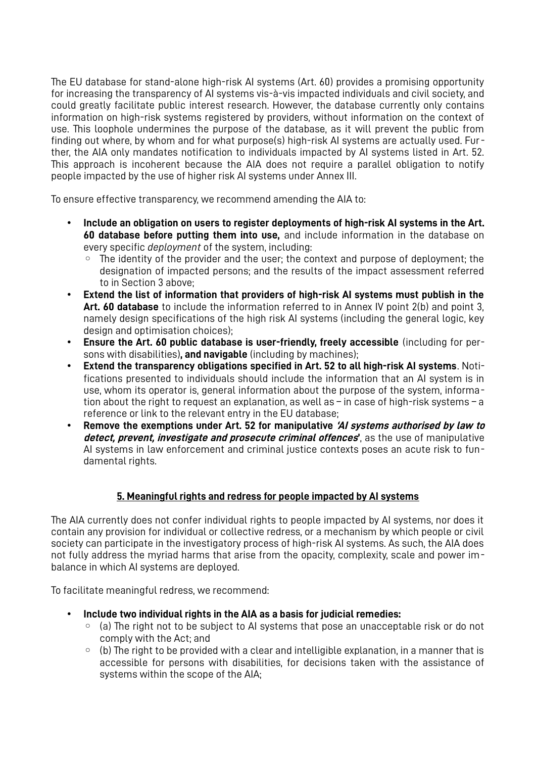The EU database for stand-alone high-risk AI systems (Art. 60) provides a promising opportunity for increasing the transparency of AI systems vis-à-vis impacted individuals and civil society, and could greatly facilitate public interest research. However, the database currently only contains information on high-risk systems registered by providers, without information on the context of use. This loophole undermines the purpose of the database, as it will prevent the public from finding out where, by whom and for what purpose(s) high-risk AI systems are actually used. Further, the AIA only mandates notification to individuals impacted by AI systems listed in Art. 52. This approach is incoherent because the AIA does not require a parallel obligation to notify people impacted by the use of higher risk AI systems under Annex III.

To ensure effective transparency, we recommend amending the AIA to:

- **Include an obligation on users to register deployments of high-risk AI systems in the Art. 60 database before putting them into use,** and include information in the database on every specific *deployment* of the system, including:
  - The identity of the provider and the user; the context and purpose of deployment; the designation of impacted persons; and the results of the impact assessment referred to in Section 3 above;
- **Extend the list of information that providers of high-risk AI systems must publish in the Art. 60 database** to include the information referred to in Annex IV point 2(b) and point 3, namely design specifications of the high risk AI systems (including the general logic, key design and optimisation choices);
- **Ensure the Art. 60 public database is user-friendly, freely accessible** (including for persons with disabilities)**, and navigable** (including by machines);
- **Extend the transparency obligations specified in Art. 52 to all high-risk AI systems**. Notifications presented to individuals should include the information that an AI system is in use, whom its operator is, general information about the purpose of the system, information about the right to request an explanation, as well as – in case of high-risk systems – a reference or link to the relevant entry in the EU database;
- **Remove the exemptions under Art. 52 for manipulative *'AI systems authorised by law to detect, prevent, investigate and prosecute criminal offences'***, as the use of manipulative AI systems in law enforcement and criminal justice contexts poses an acute risk to fundamental rights.

## 5. Meaningful rights and redress for people impacted by AI systems

The AIA currently does not confer individual rights to people impacted by AI systems, nor does it contain any provision for individual or collective redress, or a mechanism by which people or civil society can participate in the investigatory process of high-risk AI systems. As such, the AIA does not fully address the myriad harms that arise from the opacity, complexity, scale and power imbalance in which AI systems are deployed.

To facilitate meaningful redress, we recommend:

- **Include two individual rights in the AIA as a basis for judicial remedies:**
  - (a) The right not to be subject to AI systems that pose an unacceptable risk or do not comply with the Act; and
  - (b) The right to be provided with a clear and intelligible explanation, in a manner that is accessible for persons with disabilities, for decisions taken with the assistance of systems within the scope of the AIA;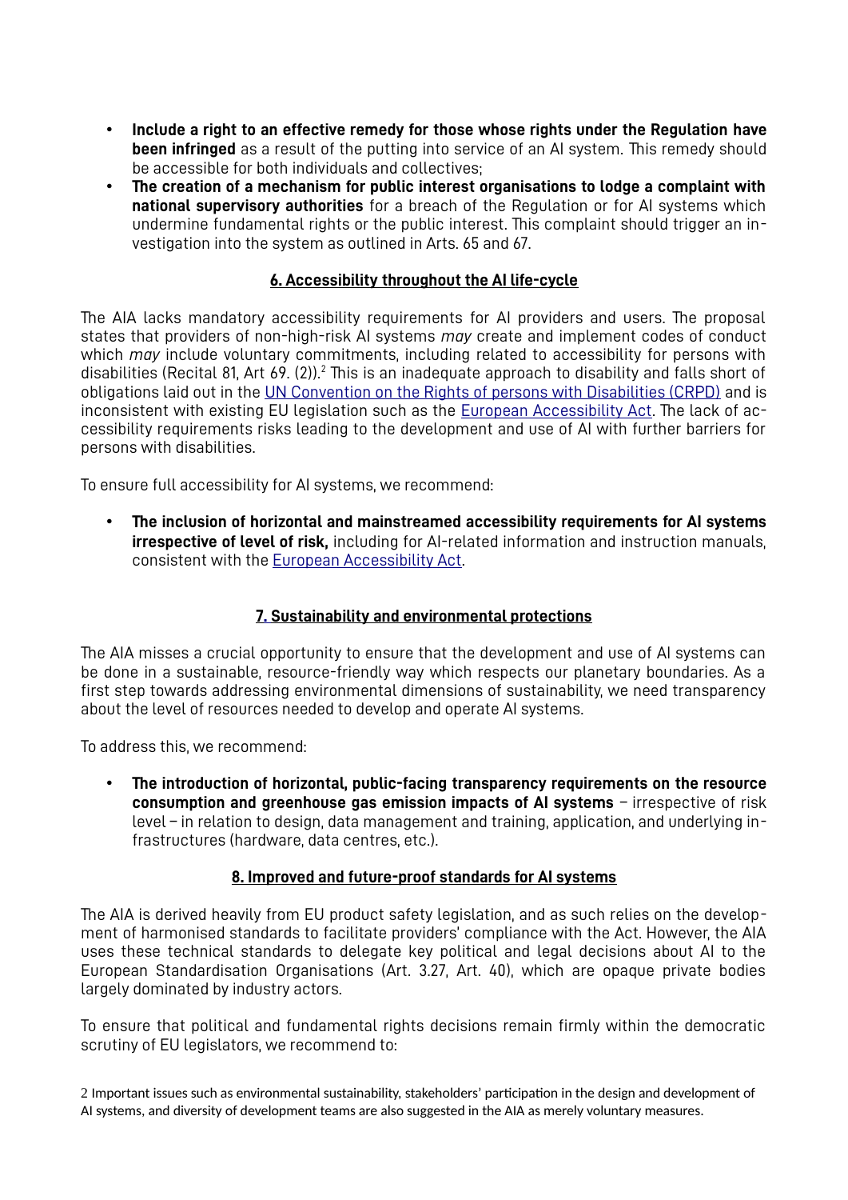- **Include a right to an effective remedy for those whose rights under the Regulation have been infringed** as a result of the putting into service of an AI system. This remedy should be accessible for both individuals and collectives;
- **The creation of a mechanism for public interest organisations to lodge a complaint with national supervisory authorities** for a breach of the Regulation or for AI systems which undermine fundamental rights or the public interest. This complaint should trigger an investigation into the system as outlined in Arts. 65 and 67.

## 6. Accessibility throughout the AI life-cycle

The AIA lacks mandatory accessibility requirements for AI providers and users. The proposal states that providers of non-high-risk AI systems *may* create and implement codes of conduct which *may* include voluntary commitments, including related to accessibility for persons with disabilities (Recital 81, Art 69. (2)).[2] This is an inadequate approach to disability and falls short of obligations laid out in the [UN Convention on the Rights of persons with Disabilities (CRPD)]() and is inconsistent with existing EU legislation such as the [European Accessibility Act](). The lack of accessibility requirements risks leading to the development and use of AI with further barriers for persons with disabilities.

To ensure full accessibility for AI systems, we recommend:

- **The inclusion of horizontal and mainstreamed accessibility requirements for AI systems irrespective of level of risk,** including for AI-related information and instruction manuals, consistent with the [European Accessibility Act]().

## 7. Sustainability and environmental protections

The AIA misses a crucial opportunity to ensure that the development and use of AI systems can be done in a sustainable, resource-friendly way which respects our planetary boundaries. As a first step towards addressing environmental dimensions of sustainability, we need transparency about the level of resources needed to develop and operate AI systems.

To address this, we recommend:

- **The introduction of horizontal, public-facing transparency requirements on the resource consumption and greenhouse gas emission impacts of AI systems** – irrespective of risk level – in relation to design, data management and training, application, and underlying infrastructures (hardware, data centres, etc.).

## 8. Improved and future-proof standards for AI systems

The AIA is derived heavily from EU product safety legislation, and as such relies on the development of harmonised standards to facilitate providers' compliance with the Act. However, the AIA uses these technical standards to delegate key political and legal decisions about AI to the European Standardisation Organisations (Art. 3.27, Art. 40), which are opaque private bodies largely dominated by industry actors.

To ensure that political and fundamental rights decisions remain firmly within the democratic scrutiny of EU legislators, we recommend to:

[2] Important issues such as environmental sustainability, stakeholders' participation in the design and development of AI systems, and diversity of development teams are also suggested in the AIA as merely voluntary measures.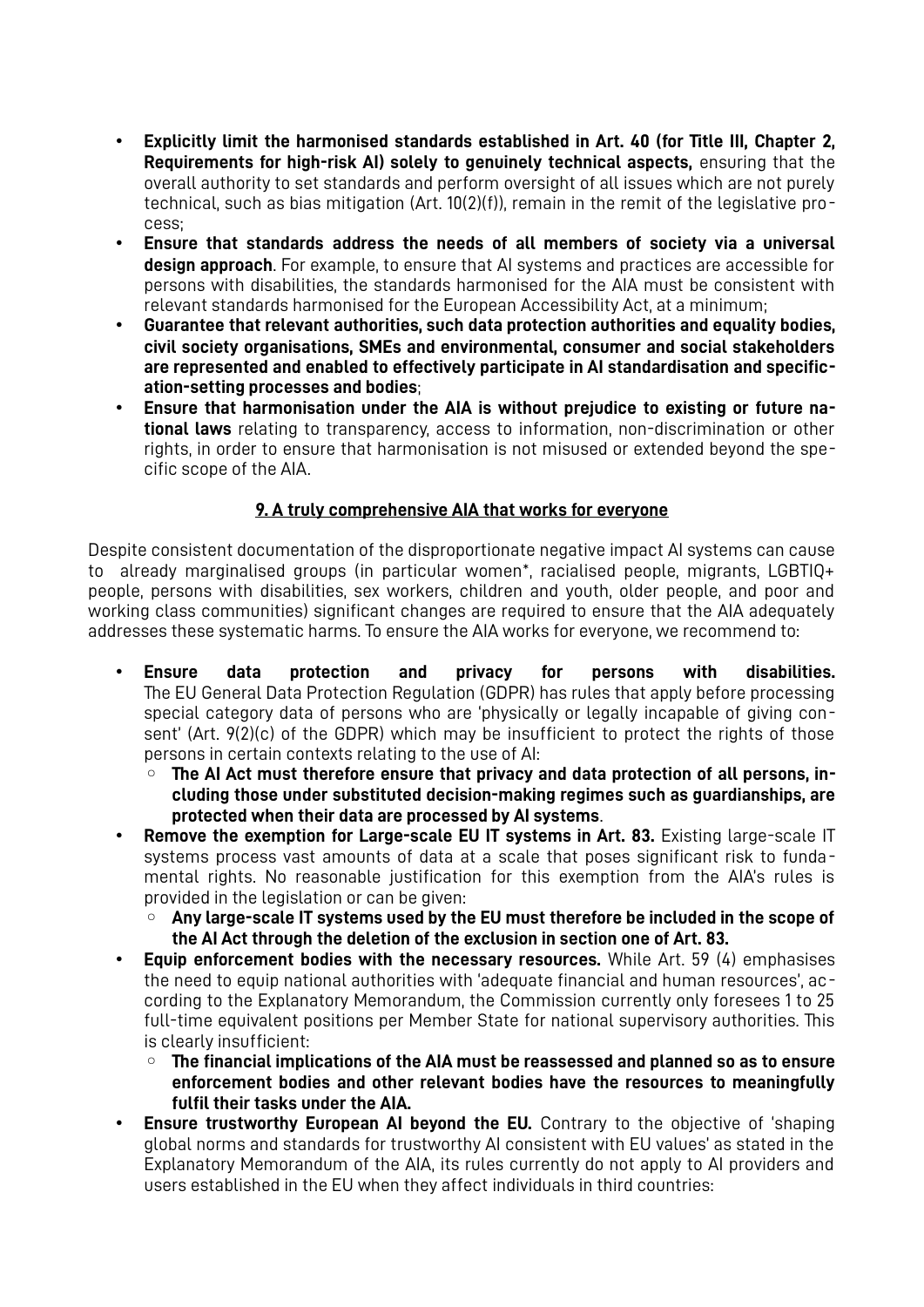- **Explicitly limit the harmonised standards established in Art. 40 (for Title III, Chapter 2, Requirements for high-risk AI) solely to genuinely technical aspects,** ensuring that the overall authority to set standards and perform oversight of all issues which are not purely technical, such as bias mitigation (Art. 10(2)(f)), remain in the remit of the legislative process;
- **Ensure that standards address the needs of all members of society via a universal design approach**. For example, to ensure that AI systems and practices are accessible for persons with disabilities, the standards harmonised for the AIA must be consistent with relevant standards harmonised for the European Accessibility Act, at a minimum;
- **Guarantee that relevant authorities, such data protection authorities and equality bodies, civil society organisations, SMEs and environmental, consumer and social stakeholders are represented and enabled to effectively participate in AI standardisation and specification-setting processes and bodies**;
- **Ensure that harmonisation under the AIA is without prejudice to existing or future national laws** relating to transparency, access to information, non-discrimination or other rights, in order to ensure that harmonisation is not misused or extended beyond the specific scope of the AIA.

## 9. A truly comprehensive AIA that works for everyone

Despite consistent documentation of the disproportionate negative impact AI systems can cause to already marginalised groups (in particular women*, racialised people, migrants, LGBTIQ+ people, persons with disabilities, sex workers, children and youth, older people, and poor and working class communities) significant changes are required to ensure that the AIA adequately addresses these systematic harms. To ensure the AIA works for everyone, we recommend to:

- **Ensure data protection and privacy for persons with disabilities.** The EU General Data Protection Regulation (GDPR) has rules that apply before processing special category data of persons who are 'physically or legally incapable of giving consent' (Art. 9(2)(c) of the GDPR) which may be insufficient to protect the rights of those persons in certain contexts relating to the use of AI:
  - **The AI Act must therefore ensure that privacy and data protection of all persons, including those under substituted decision-making regimes such as guardianships, are protected when their data are processed by AI systems**.
- **Remove the exemption for Large-scale EU IT systems in Art. 83.** Existing large-scale IT systems process vast amounts of data at a scale that poses significant risk to fundamental rights. No reasonable justification for this exemption from the AIA's rules is provided in the legislation or can be given:
  - **Any large-scale IT systems used by the EU must therefore be included in the scope of the AI Act through the deletion of the exclusion in section one of Art. 83.**
- **Equip enforcement bodies with the necessary resources.** While Art. 59 (4) emphasises the need to equip national authorities with 'adequate financial and human resources', according to the Explanatory Memorandum, the Commission currently only foresees 1 to 25 full-time equivalent positions per Member State for national supervisory authorities. This is clearly insufficient:
  - **The financial implications of the AIA must be reassessed and planned so as to ensure enforcement bodies and other relevant bodies have the resources to meaningfully fulfil their tasks under the AIA.**
- **Ensure trustworthy European AI beyond the EU.** Contrary to the objective of 'shaping global norms and standards for trustworthy AI consistent with EU values' as stated in the Explanatory Memorandum of the AIA, its rules currently do not apply to AI providers and users established in the EU when they affect individuals in third countries: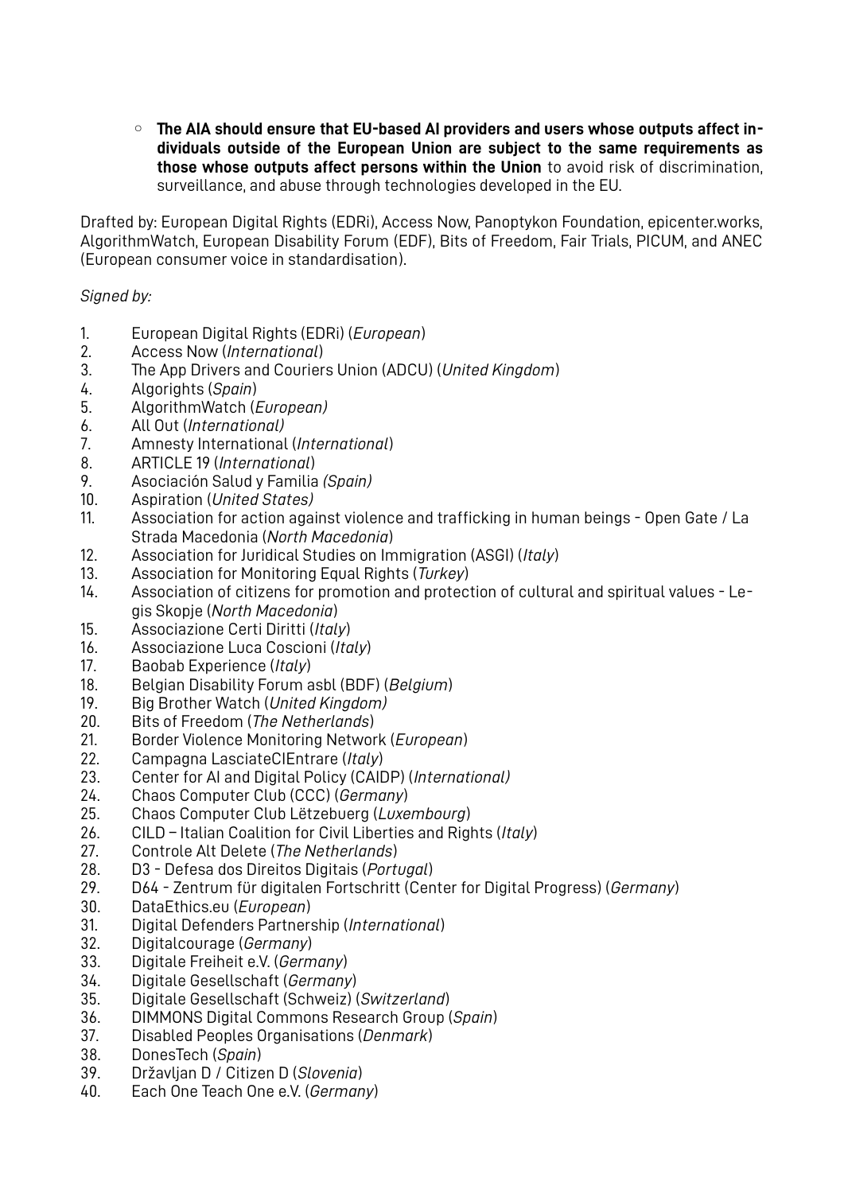- **The AIA should ensure that EU-based AI providers and users whose outputs affect individuals outside of the European Union are subject to the same requirements as those whose outputs affect persons within the Union** to avoid risk of discrimination, surveillance, and abuse through technologies developed in the EU.

Drafted by: European Digital Rights (EDRi), Access Now, Panoptykon Foundation, epicenter.works, AlgorithmWatch, European Disability Forum (EDF), Bits of Freedom, Fair Trials, PICUM, and ANEC (European consumer voice in standardisation).

*Signed by:*

1. European Digital Rights (EDRi) (*European*)
2. Access Now (*International*)
3. The App Drivers and Couriers Union (ADCU) (*United Kingdom*)
4. Algorights (*Spain*)
5. AlgorithmWatch (*European)*
6. All Out (*International)*
7. Amnesty International (*International*)
8. ARTICLE 19 (*International*)
9. Asociación Salud y Familia *(Spain)*
10. Aspiration (*United States)*
11. Association for action against violence and trafficking in human beings - Open Gate / La Strada Macedonia (*North Macedonia*)
12. Association for Juridical Studies on Immigration (ASGI) (*Italy*)
13. Association for Monitoring Equal Rights (*Turkey*)
14. Association of citizens for promotion and protection of cultural and spiritual values - Legis Skopje (*North Macedonia*)
15. Associazione Certi Diritti (*Italy*)
16. Associazione Luca Coscioni (*Italy*)
17. Baobab Experience (*Italy*)
18. Belgian Disability Forum asbl (BDF) (*Belgium*)
19. Big Brother Watch (*United Kingdom)*
20. Bits of Freedom (*The Netherlands*)
21. Border Violence Monitoring Network (*European*)
22. Campagna LasciateCIEntrare (*Italy*)
23. Center for AI and Digital Policy (CAIDP) (*International)*
24. Chaos Computer Club (CCC) (*Germany*)
25. Chaos Computer Club Lëtzebuerg (*Luxembourg*)
26. CILD – Italian Coalition for Civil Liberties and Rights (*Italy*)
27. Controle Alt Delete (*The Netherlands*)
28. D3 - Defesa dos Direitos Digitais (*Portugal*)
29. D64 - Zentrum für digitalen Fortschritt (Center for Digital Progress) (*Germany*)
30. DataEthics.eu (*European*)
31. Digital Defenders Partnership (*International*)
32. Digitalcourage (*Germany*)
33. Digitale Freiheit e.V. (*Germany*)
34. Digitale Gesellschaft (*Germany*)
35. Digitale Gesellschaft (Schweiz) (*Switzerland*)
36. DIMMONS Digital Commons Research Group (*Spain*)
37. Disabled Peoples Organisations (*Denmark*)
38. DonesTech (*Spain*)
39. Državljan D / Citizen D (*Slovenia*)
40. Each One Teach One e.V. (*Germany*)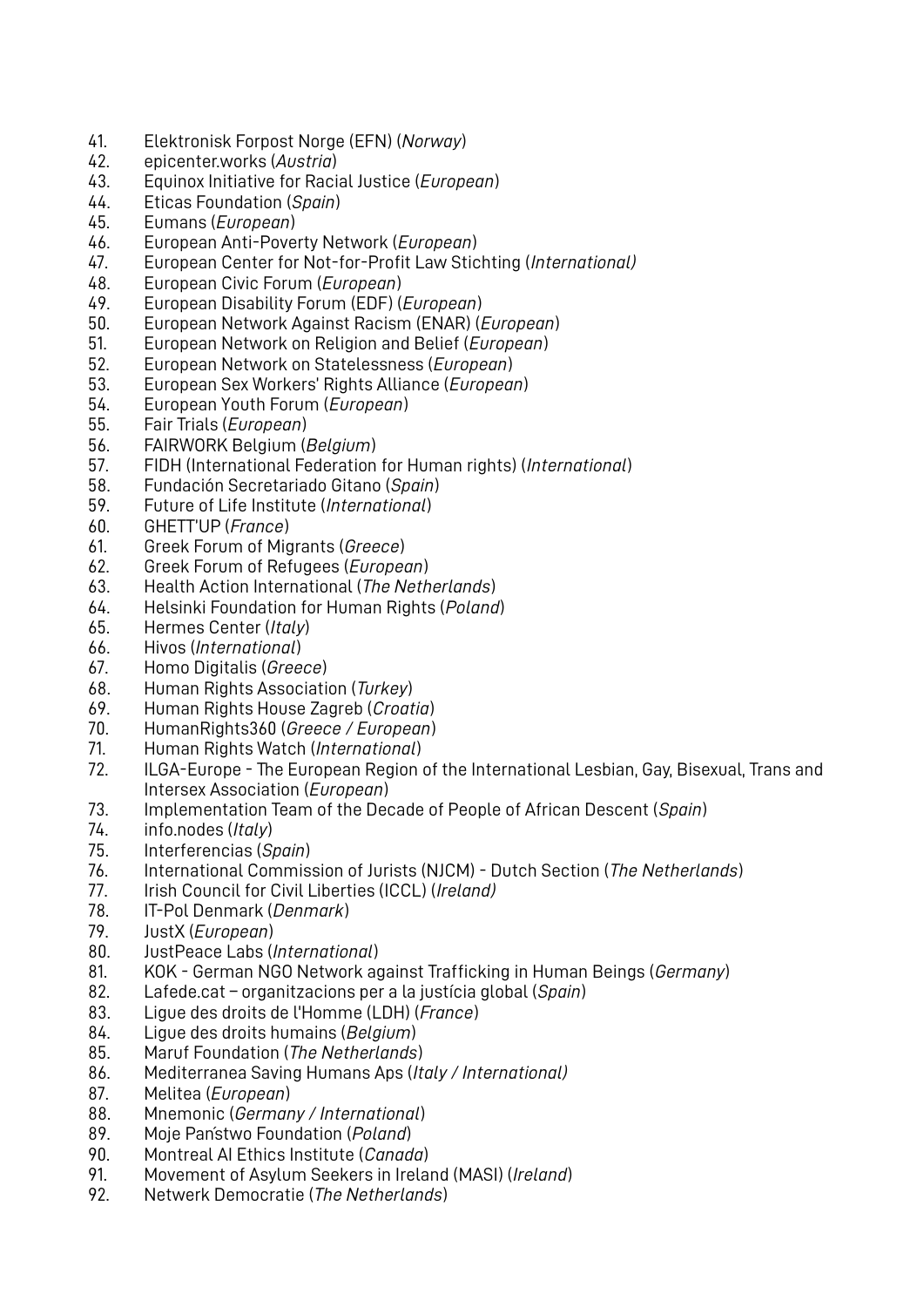41. Elektronisk Forpost Norge (EFN) (*Norway*)
42. epicenter.works (*Austria*)
43. Equinox Initiative for Racial Justice (*European*)
44. Eticas Foundation (*Spain*)
45. Eumans (*European*)
46. European Anti-Poverty Network (*European*)
47. European Center for Not-for-Profit Law Stichting (*International)*
48. European Civic Forum (*European*)
49. European Disability Forum (EDF) (*European*)
50. European Network Against Racism (ENAR) (*European*)
51. European Network on Religion and Belief (*European*)
52. European Network on Statelessness (*European*)
53. European Sex Workers' Rights Alliance (*European*)
54. European Youth Forum (*European*)
55. Fair Trials (*European*)
56. FAIRWORK Belgium (*Belgium*)
57. FIDH (International Federation for Human rights) (*International*)
58. Fundación Secretariado Gitano (*Spain*)
59. Future of Life Institute (*International*)
60. GHETT'UP (*France*)
61. Greek Forum of Migrants (*Greece*)
62. Greek Forum of Refugees (*European*)
63. Health Action International (*The Netherlands*)
64. Helsinki Foundation for Human Rights (*Poland*)
65. Hermes Center (*Italy*)
66. Hivos (*International*)
67. Homo Digitalis (*Greece*)
68. Human Rights Association (*Turkey*)
69. Human Rights House Zagreb (*Croatia*)
70. HumanRights360 (*Greece / European*)
71. Human Rights Watch (*International*)
72. ILGA-Europe - The European Region of the International Lesbian, Gay, Bisexual, Trans and Intersex Association (*European*)
73. Implementation Team of the Decade of People of African Descent (*Spain*)
74. info.nodes (*Italy*)
75. Interferencias (*Spain*)
76. International Commission of Jurists (NJCM) - Dutch Section (*The Netherlands*)
77. Irish Council for Civil Liberties (ICCL) (*Ireland)*
78. IT-Pol Denmark (*Denmark*)
79. JustX (*European*)
80. JustPeace Labs (*International*)
81. KOK - German NGO Network against Trafficking in Human Beings (*Germany*)
82. Lafede.cat – organitzacions per a la justícia global (*Spain*)
83. Ligue des droits de l'Homme (LDH) (*France*)
84. Ligue des droits humains (*Belgium*)
85. Maruf Foundation (*The Netherlands*)
86. Mediterranea Saving Humans Aps (*Italy / International)*
87. Melitea (*European*)
88. Mnemonic (*Germany / International*)
89. Moje Państwo Foundation (*Poland*)
90. Montreal AI Ethics Institute (*Canada*)
91. Movement of Asylum Seekers in Ireland (MASI) (*Ireland*)
92. Netwerk Democratie (*The Netherlands*)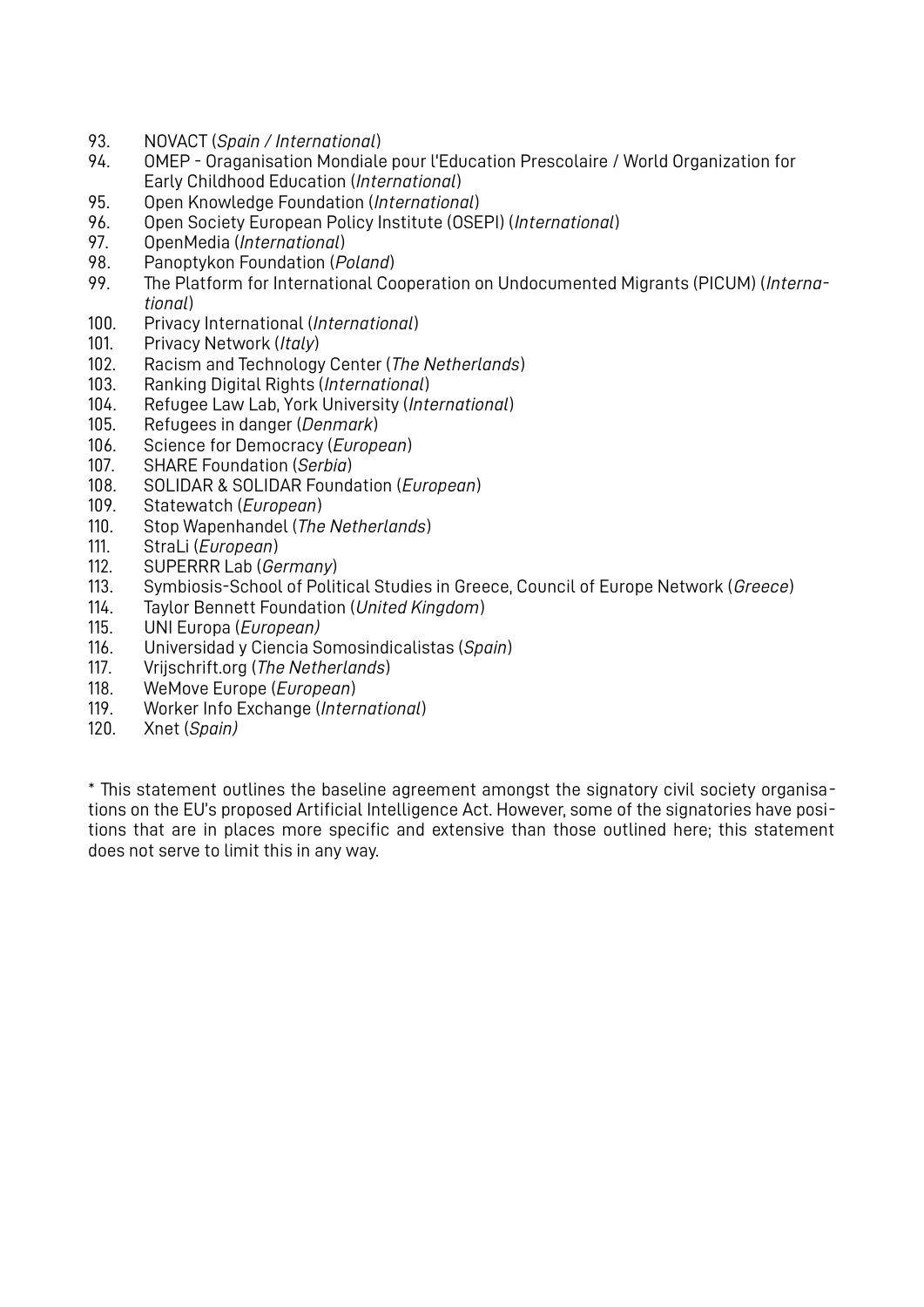93. NOVACT (*Spain / International*)
94. OMEP - Oraganisation Mondiale pour l'Education Prescolaire / World Organization for Early Childhood Education (*International*)
95. Open Knowledge Foundation (*International*)
96. Open Society European Policy Institute (OSEPI) (*International*)
97. OpenMedia (*International*)
98. Panoptykon Foundation (*Poland*)
99. The Platform for International Cooperation on Undocumented Migrants (PICUM) (*International*)
100. Privacy International (*International*)
101. Privacy Network (*Italy*)
102. Racism and Technology Center (*The Netherlands*)
103. Ranking Digital Rights (*International*)
104. Refugee Law Lab, York University (*International*)
105. Refugees in danger (*Denmark*)
106. Science for Democracy (*European*)
107. SHARE Foundation (*Serbia*)
108. SOLIDAR & SOLIDAR Foundation (*European*)
109. Statewatch (*European*)
110. Stop Wapenhandel (*The Netherlands*)
111. StraLi (*European*)
112. SUPERRR Lab (*Germany*)
113. Symbiosis-School of Political Studies in Greece, Council of Europe Network (*Greece*)
114. Taylor Bennett Foundation (*United Kingdom*)
115. UNI Europa (*European)*
116. Universidad y Ciencia Somosindicalistas (*Spain*)
117. Vrijschrift.org (*The Netherlands*)
118. WeMove Europe (*European*)
119. Worker Info Exchange (*International*)
120. Xnet (*Spain)*

* This statement outlines the baseline agreement amongst the signatory civil society organisations on the EU's proposed Artificial Intelligence Act. However, some of the signatories have positions that are in places more specific and extensive than those outlined here; this statement does not serve to limit this in any way.